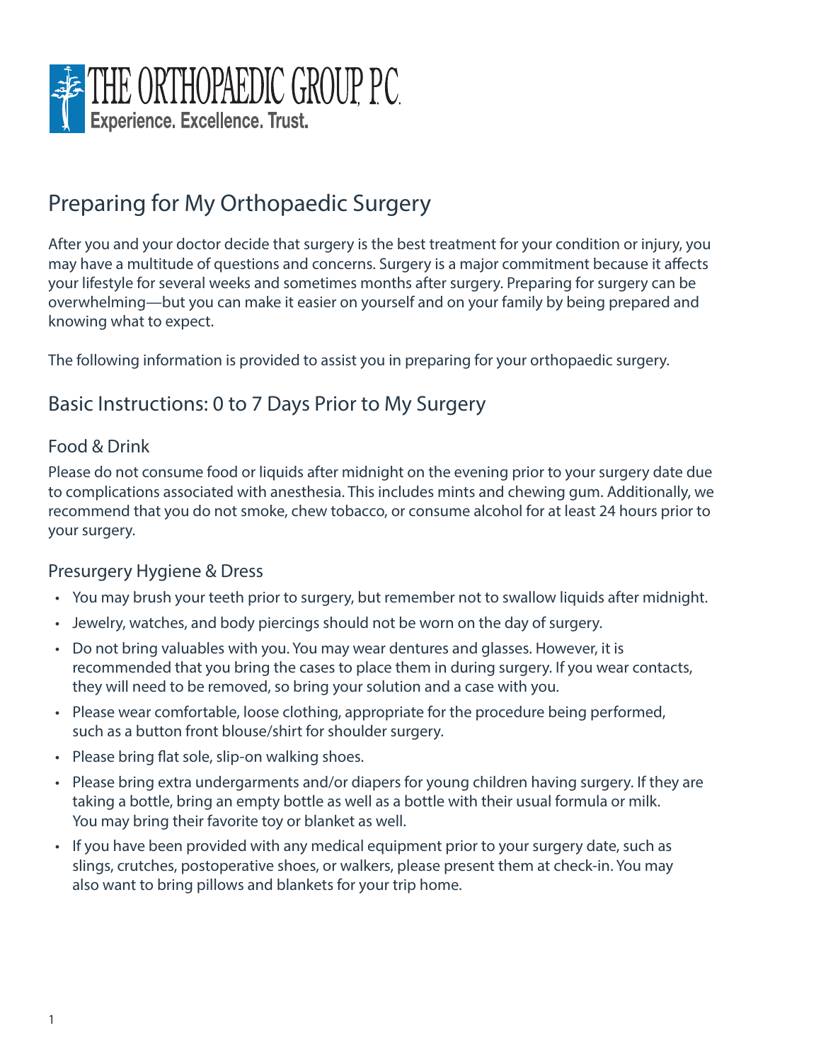THE ORTHOPAEDIC GROUP P.C.

Experience. Excellence. Trust.

# Preparing for My Orthopaedic Surgery

After you and your doctor decide that surgery is the best treatment for your condition or injury, you may have a multitude of questions and concerns. Surgery is a major commitment because it affects your lifestyle for several weeks and sometimes months after surgery. Preparing for surgery can be overwhelming—but you can make it easier on yourself and on your family by being prepared and knowing what to expect.

The following information is provided to assist you in preparing for your orthopaedic surgery.

## Basic Instructions: 0 to 7 Days Prior to My Surgery

### Food & Drink

Please do not consume food or liquids after midnight on the evening prior to your surgery date due to complications associated with anesthesia. This includes mints and chewing gum. Additionally, we recommend that you do not smoke, chew tobacco, or consume alcohol for at least 24 hours prior to your surgery.

### Presurgery Hygiene & Dress

- You may brush your teeth prior to surgery, but remember not to swallow liquids after midnight.
- Jewelry, watches, and body piercings should not be worn on the day of surgery.
- Do not bring valuables with you. You may wear dentures and glasses. However, it is recommended that you bring the cases to place them in during surgery. If you wear contacts, they will need to be removed, so bring your solution and a case with you.
- Please wear comfortable, loose clothing, appropriate for the procedure being performed, such as a button front blouse/shirt for shoulder surgery.
- Please bring flat sole, slip-on walking shoes.
- Please bring extra undergarments and/or diapers for young children having surgery. If they are taking a bottle, bring an empty bottle as well as a bottle with their usual formula or milk. You may bring their favorite toy or blanket as well.
- If you have been provided with any medical equipment prior to your surgery date, such as slings, crutches, postoperative shoes, or walkers, please present them at check-in. You may also want to bring pillows and blankets for your trip home.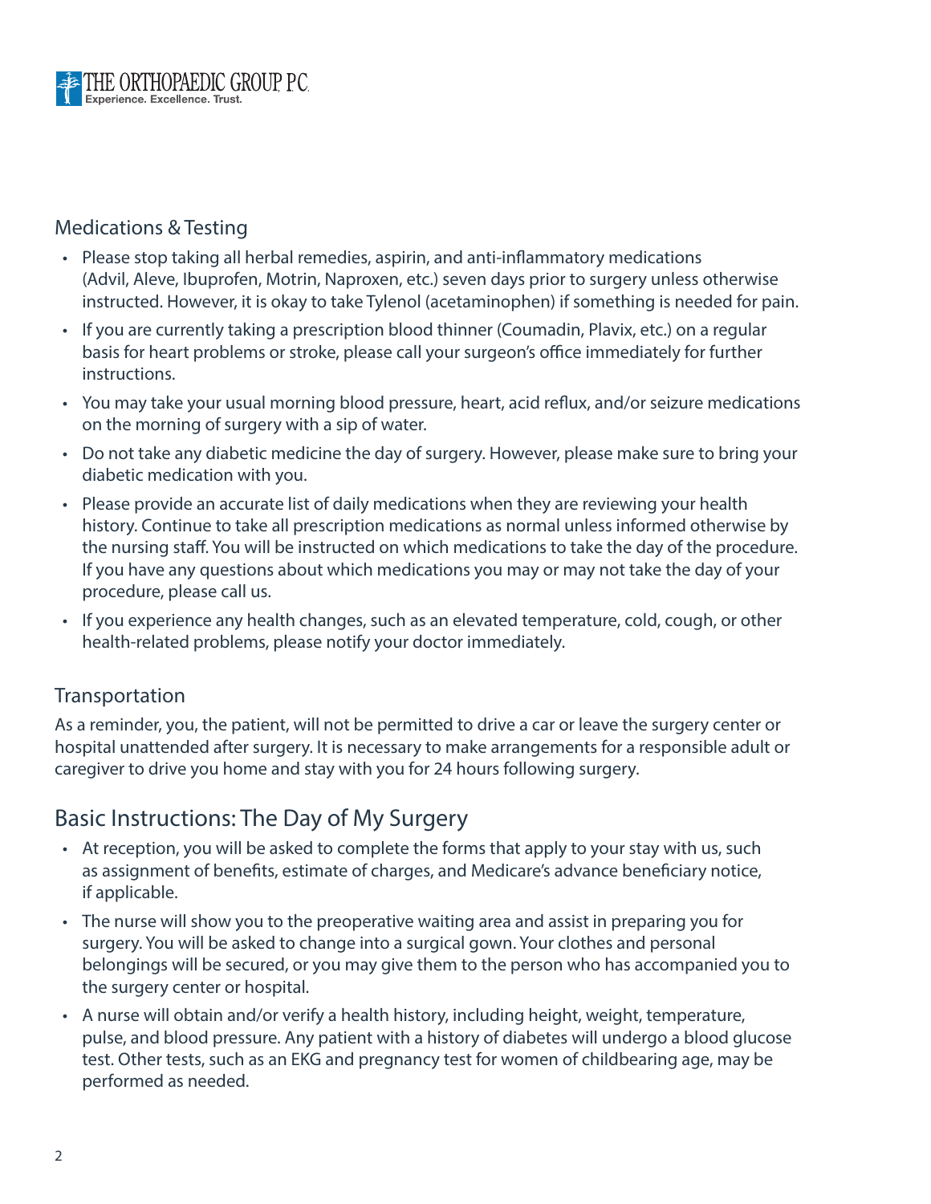## Medications & Testing

- Please stop taking all herbal remedies, aspirin, and anti-inflammatory medications (Advil, Aleve, Ibuprofen, Motrin, Naproxen, etc.) seven days prior to surgery unless otherwise instructed. However, it is okay to take Tylenol (acetaminophen) if something is needed for pain.
- If you are currently taking a prescription blood thinner (Coumadin, Plavix, etc.) on a regular basis for heart problems or stroke, please call your surgeon's office immediately for further instructions.
- You may take your usual morning blood pressure, heart, acid reflux, and/or seizure medications on the morning of surgery with a sip of water.
- Do not take any diabetic medicine the day of surgery. However, please make sure to bring your diabetic medication with you.
- Please provide an accurate list of daily medications when they are reviewing your health history. Continue to take all prescription medications as normal unless informed otherwise by the nursing staff. You will be instructed on which medications to take the day of the procedure. If you have any questions about which medications you may or may not take the day of your procedure, please call us.
- If you experience any health changes, such as an elevated temperature, cold, cough, or other health-related problems, please notify your doctor immediately.

## Transportation

As a reminder, you, the patient, will not be permitted to drive a car or leave the surgery center or hospital unattended after surgery. It is necessary to make arrangements for a responsible adult or caregiver to drive you home and stay with you for 24 hours following surgery.

# Basic Instructions: The Day of My Surgery

- At reception, you will be asked to complete the forms that apply to your stay with us, such as assignment of benefits, estimate of charges, and Medicare's advance beneficiary notice, if applicable.
- The nurse will show you to the preoperative waiting area and assist in preparing you for surgery. You will be asked to change into a surgical gown. Your clothes and personal belongings will be secured, or you may give them to the person who has accompanied you to the surgery center or hospital.
- A nurse will obtain and/or verify a health history, including height, weight, temperature, pulse, and blood pressure. Any patient with a history of diabetes will undergo a blood glucose test. Other tests, such as an EKG and pregnancy test for women of childbearing age, may be performed as needed.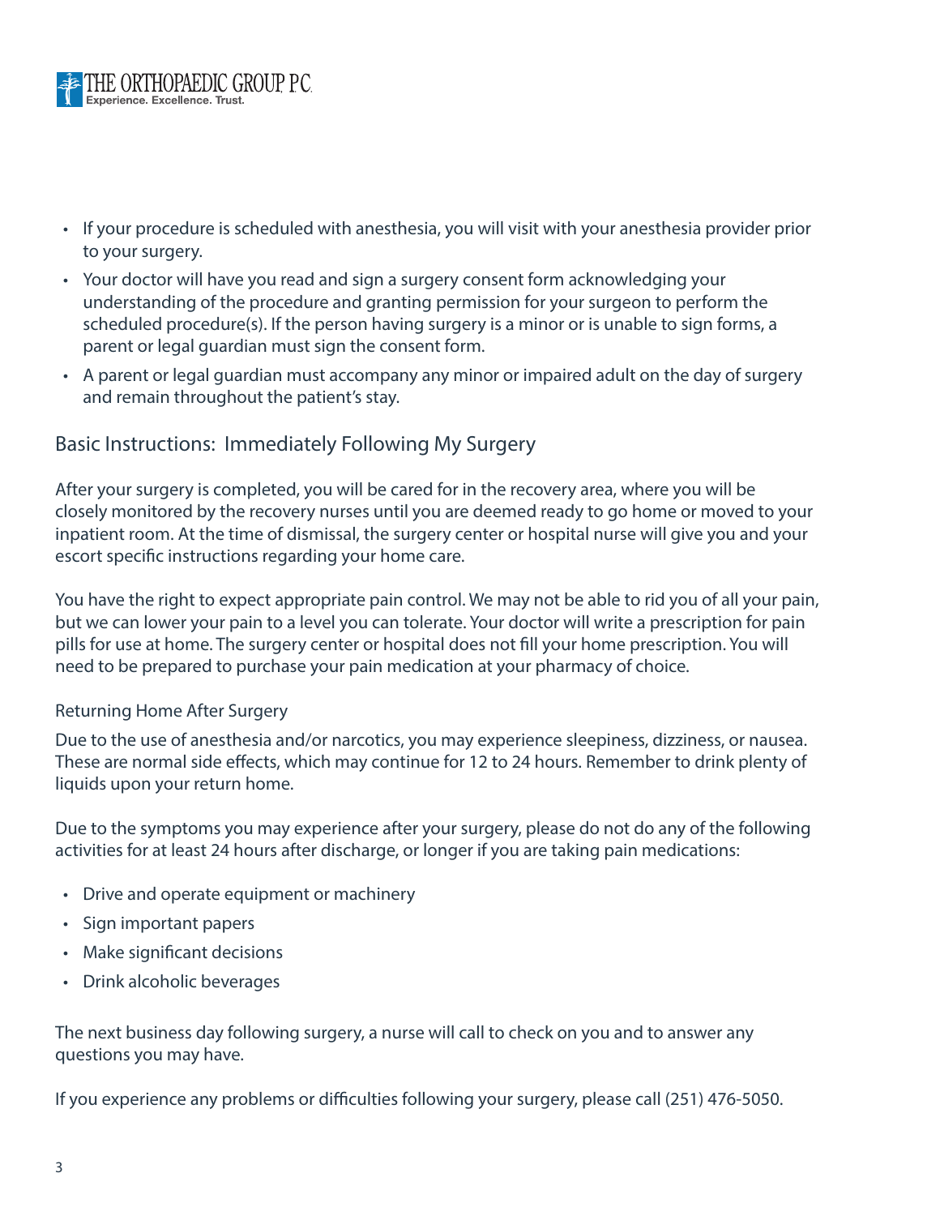- If your procedure is scheduled with anesthesia, you will visit with your anesthesia provider prior to your surgery.
- Your doctor will have you read and sign a surgery consent form acknowledging your understanding of the procedure and granting permission for your surgeon to perform the scheduled procedure(s). If the person having surgery is a minor or is unable to sign forms, a parent or legal guardian must sign the consent form.
- A parent or legal guardian must accompany any minor or impaired adult on the day of surgery and remain throughout the patient's stay.

## Basic Instructions: Immediately Following My Surgery

After your surgery is completed, you will be cared for in the recovery area, where you will be closely monitored by the recovery nurses until you are deemed ready to go home or moved to your inpatient room. At the time of dismissal, the surgery center or hospital nurse will give you and your escort specific instructions regarding your home care.

You have the right to expect appropriate pain control. We may not be able to rid you of all your pain, but we can lower your pain to a level you can tolerate. Your doctor will write a prescription for pain pills for use at home. The surgery center or hospital does not fill your home prescription. You will need to be prepared to purchase your pain medication at your pharmacy of choice.

### Returning Home After Surgery

Due to the use of anesthesia and/or narcotics, you may experience sleepiness, dizziness, or nausea. These are normal side effects, which may continue for 12 to 24 hours. Remember to drink plenty of liquids upon your return home.

Due to the symptoms you may experience after your surgery, please do not do any of the following activities for at least 24 hours after discharge, or longer if you are taking pain medications:

- Drive and operate equipment or machinery
- Sign important papers
- Make significant decisions
- Drink alcoholic beverages

The next business day following surgery, a nurse will call to check on you and to answer any questions you may have.

If you experience any problems or difficulties following your surgery, please call (251) 476-5050.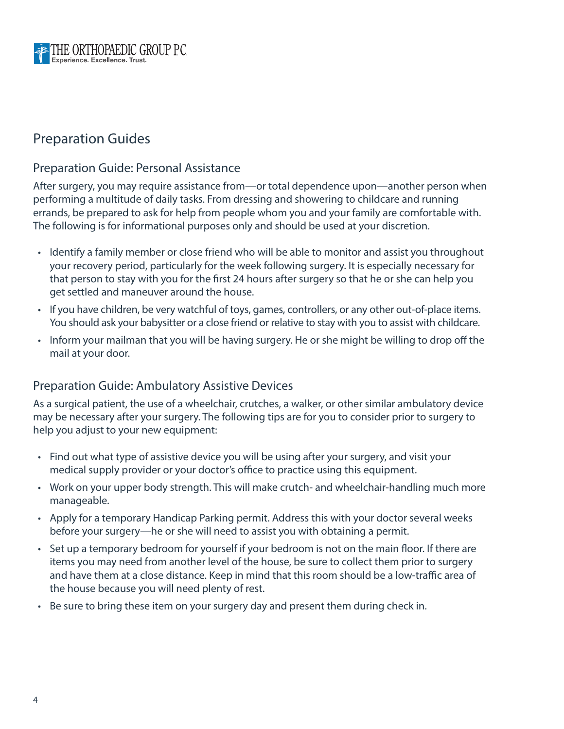# Preparation Guides

## Preparation Guide: Personal Assistance

After surgery, you may require assistance from—or total dependence upon—another person when performing a multitude of daily tasks. From dressing and showering to childcare and running errands, be prepared to ask for help from people whom you and your family are comfortable with. The following is for informational purposes only and should be used at your discretion.

- Identify a family member or close friend who will be able to monitor and assist you throughout your recovery period, particularly for the week following surgery. It is especially necessary for that person to stay with you for the first 24 hours after surgery so that he or she can help you get settled and maneuver around the house.
- If you have children, be very watchful of toys, games, controllers, or any other out-of-place items. You should ask your babysitter or a close friend or relative to stay with you to assist with childcare.
- Inform your mailman that you will be having surgery. He or she might be willing to drop off the mail at your door.

## Preparation Guide: Ambulatory Assistive Devices

As a surgical patient, the use of a wheelchair, crutches, a walker, or other similar ambulatory device may be necessary after your surgery. The following tips are for you to consider prior to surgery to help you adjust to your new equipment:

- Find out what type of assistive device you will be using after your surgery, and visit your medical supply provider or your doctor's office to practice using this equipment.
- Work on your upper body strength. This will make crutch- and wheelchair-handling much more manageable.
- Apply for a temporary Handicap Parking permit. Address this with your doctor several weeks before your surgery—he or she will need to assist you with obtaining a permit.
- Set up a temporary bedroom for yourself if your bedroom is not on the main floor. If there are items you may need from another level of the house, be sure to collect them prior to surgery and have them at a close distance. Keep in mind that this room should be a low-traffic area of the house because you will need plenty of rest.
- Be sure to bring these item on your surgery day and present them during check in.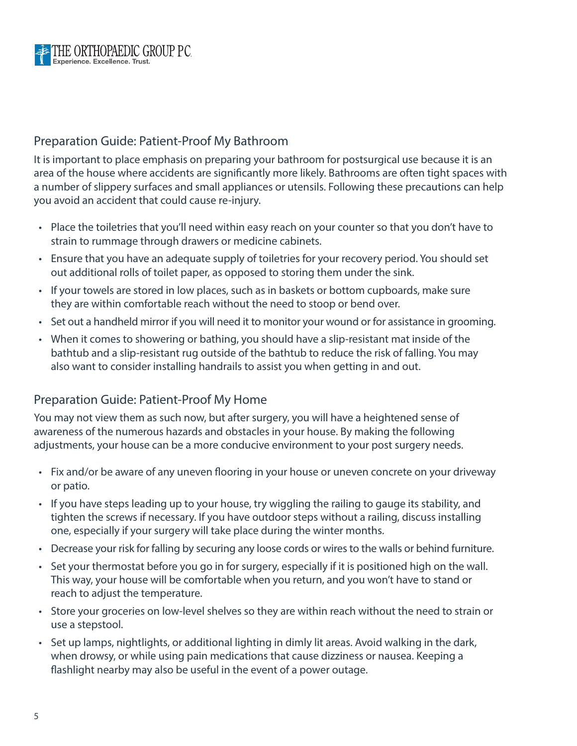## Preparation Guide: Patient-Proof My Bathroom

It is important to place emphasis on preparing your bathroom for postsurgical use because it is an area of the house where accidents are significantly more likely. Bathrooms are often tight spaces with a number of slippery surfaces and small appliances or utensils. Following these precautions can help you avoid an accident that could cause re-injury.

- Place the toiletries that you'll need within easy reach on your counter so that you don't have to strain to rummage through drawers or medicine cabinets.
- Ensure that you have an adequate supply of toiletries for your recovery period. You should set out additional rolls of toilet paper, as opposed to storing them under the sink.
- If your towels are stored in low places, such as in baskets or bottom cupboards, make sure they are within comfortable reach without the need to stoop or bend over.
- Set out a handheld mirror if you will need it to monitor your wound or for assistance in grooming.
- When it comes to showering or bathing, you should have a slip-resistant mat inside of the bathtub and a slip-resistant rug outside of the bathtub to reduce the risk of falling. You may also want to consider installing handrails to assist you when getting in and out.

## Preparation Guide: Patient-Proof My Home

You may not view them as such now, but after surgery, you will have a heightened sense of awareness of the numerous hazards and obstacles in your house. By making the following adjustments, your house can be a more conducive environment to your post surgery needs.

- Fix and/or be aware of any uneven flooring in your house or uneven concrete on your driveway or patio.
- If you have steps leading up to your house, try wiggling the railing to gauge its stability, and tighten the screws if necessary. If you have outdoor steps without a railing, discuss installing one, especially if your surgery will take place during the winter months.
- Decrease your risk for falling by securing any loose cords or wires to the walls or behind furniture.
- Set your thermostat before you go in for surgery, especially if it is positioned high on the wall. This way, your house will be comfortable when you return, and you won't have to stand or reach to adjust the temperature.
- Store your groceries on low-level shelves so they are within reach without the need to strain or use a stepstool.
- Set up lamps, nightlights, or additional lighting in dimly lit areas. Avoid walking in the dark, when drowsy, or while using pain medications that cause dizziness or nausea. Keeping a flashlight nearby may also be useful in the event of a power outage.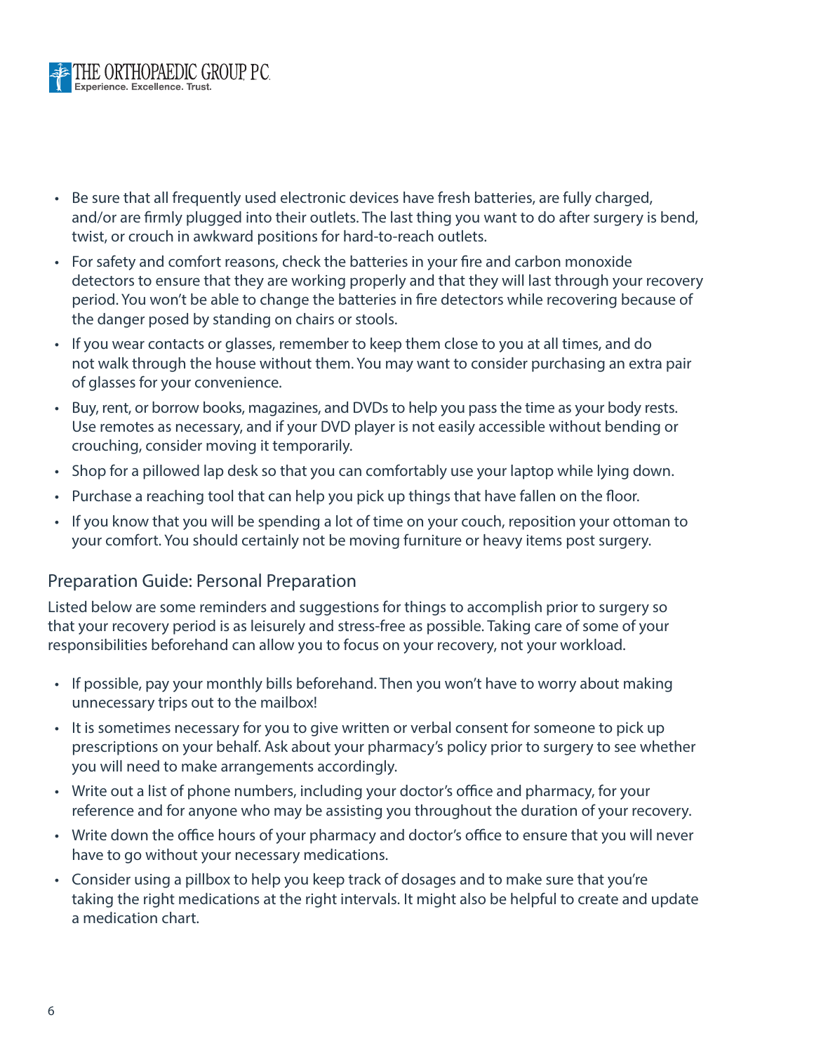- Be sure that all frequently used electronic devices have fresh batteries, are fully charged, and/or are firmly plugged into their outlets. The last thing you want to do after surgery is bend, twist, or crouch in awkward positions for hard-to-reach outlets.
- For safety and comfort reasons, check the batteries in your fire and carbon monoxide detectors to ensure that they are working properly and that they will last through your recovery period. You won't be able to change the batteries in fire detectors while recovering because of the danger posed by standing on chairs or stools.
- If you wear contacts or glasses, remember to keep them close to you at all times, and do not walk through the house without them. You may want to consider purchasing an extra pair of glasses for your convenience.
- Buy, rent, or borrow books, magazines, and DVDs to help you pass the time as your body rests. Use remotes as necessary, and if your DVD player is not easily accessible without bending or crouching, consider moving it temporarily.
- Shop for a pillowed lap desk so that you can comfortably use your laptop while lying down.
- Purchase a reaching tool that can help you pick up things that have fallen on the floor.
- If you know that you will be spending a lot of time on your couch, reposition your ottoman to your comfort. You should certainly not be moving furniture or heavy items post surgery.

## Preparation Guide: Personal Preparation

Listed below are some reminders and suggestions for things to accomplish prior to surgery so that your recovery period is as leisurely and stress-free as possible. Taking care of some of your responsibilities beforehand can allow you to focus on your recovery, not your workload.

- If possible, pay your monthly bills beforehand. Then you won't have to worry about making unnecessary trips out to the mailbox!
- It is sometimes necessary for you to give written or verbal consent for someone to pick up prescriptions on your behalf. Ask about your pharmacy's policy prior to surgery to see whether you will need to make arrangements accordingly.
- Write out a list of phone numbers, including your doctor's office and pharmacy, for your reference and for anyone who may be assisting you throughout the duration of your recovery.
- Write down the office hours of your pharmacy and doctor's office to ensure that you will never have to go without your necessary medications.
- Consider using a pillbox to help you keep track of dosages and to make sure that you're taking the right medications at the right intervals. It might also be helpful to create and update a medication chart.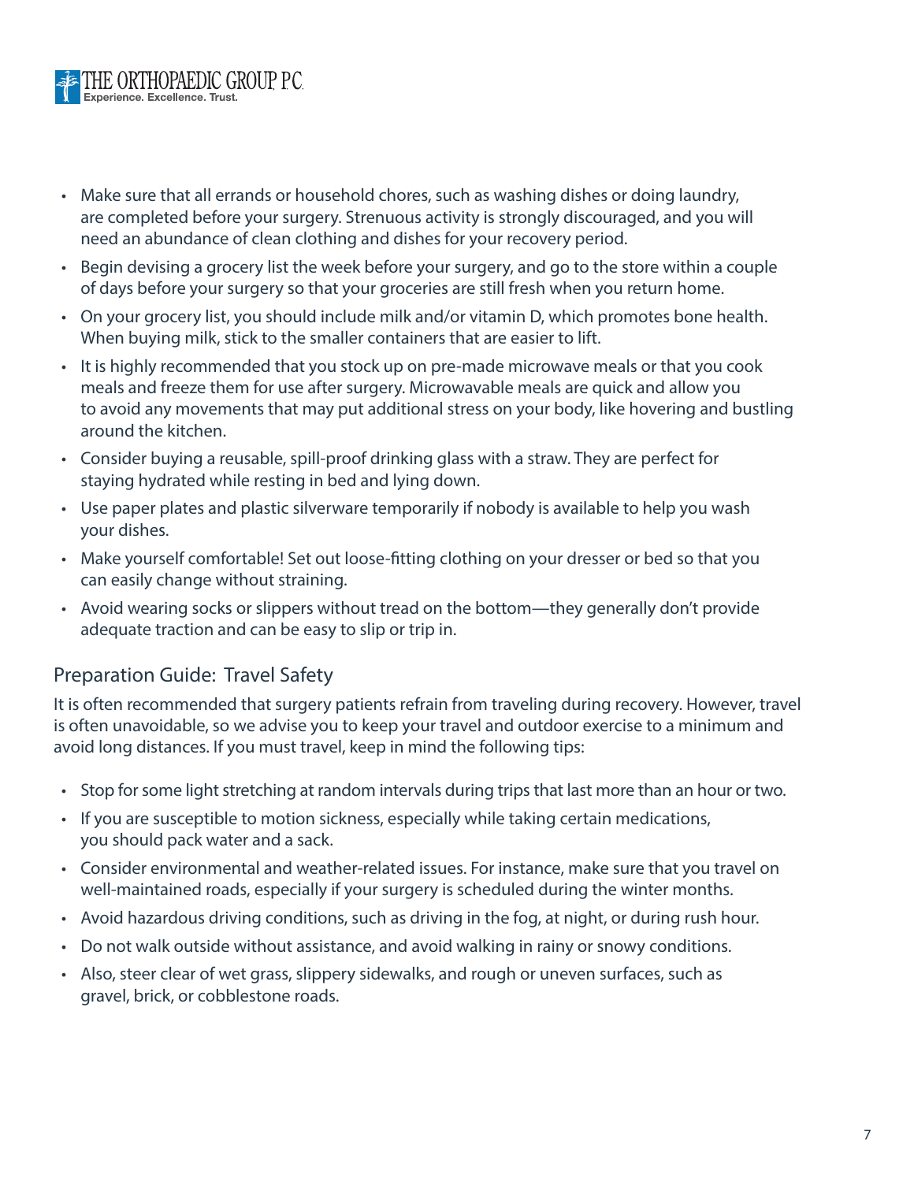- Make sure that all errands or household chores, such as washing dishes or doing laundry, are completed before your surgery. Strenuous activity is strongly discouraged, and you will need an abundance of clean clothing and dishes for your recovery period.
- Begin devising a grocery list the week before your surgery, and go to the store within a couple of days before your surgery so that your groceries are still fresh when you return home.
- On your grocery list, you should include milk and/or vitamin D, which promotes bone health. When buying milk, stick to the smaller containers that are easier to lift.
- It is highly recommended that you stock up on pre-made microwave meals or that you cook meals and freeze them for use after surgery. Microwavable meals are quick and allow you to avoid any movements that may put additional stress on your body, like hovering and bustling around the kitchen.
- Consider buying a reusable, spill-proof drinking glass with a straw. They are perfect for staying hydrated while resting in bed and lying down.
- Use paper plates and plastic silverware temporarily if nobody is available to help you wash your dishes.
- Make yourself comfortable! Set out loose-fitting clothing on your dresser or bed so that you can easily change without straining.
- Avoid wearing socks or slippers without tread on the bottom—they generally don't provide adequate traction and can be easy to slip or trip in.

## Preparation Guide: Travel Safety

It is often recommended that surgery patients refrain from traveling during recovery. However, travel is often unavoidable, so we advise you to keep your travel and outdoor exercise to a minimum and avoid long distances. If you must travel, keep in mind the following tips:

- Stop for some light stretching at random intervals during trips that last more than an hour or two.
- If you are susceptible to motion sickness, especially while taking certain medications, you should pack water and a sack.
- Consider environmental and weather-related issues. For instance, make sure that you travel on well-maintained roads, especially if your surgery is scheduled during the winter months.
- Avoid hazardous driving conditions, such as driving in the fog, at night, or during rush hour.
- Do not walk outside without assistance, and avoid walking in rainy or snowy conditions.
- Also, steer clear of wet grass, slippery sidewalks, and rough or uneven surfaces, such as gravel, brick, or cobblestone roads.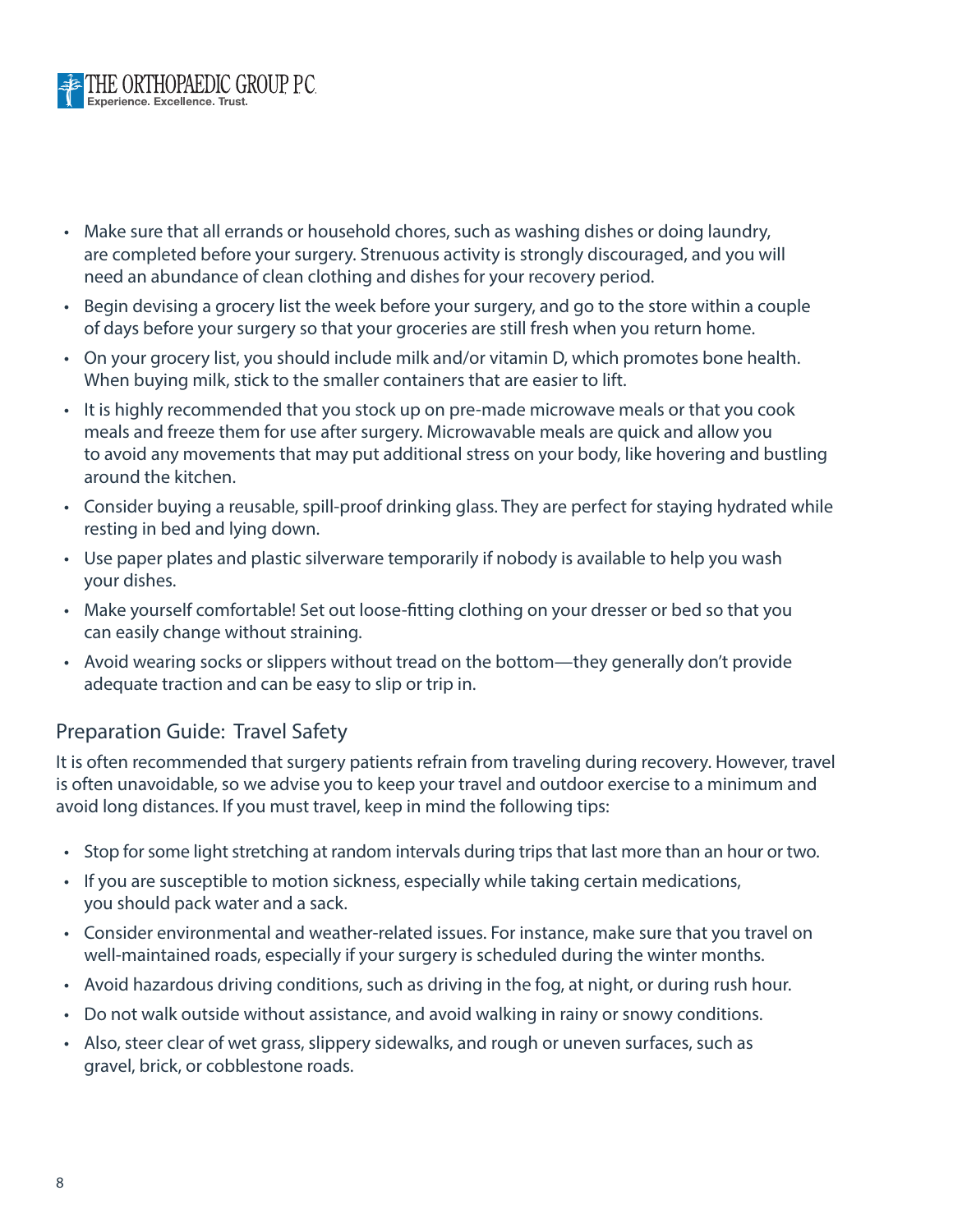- Make sure that all errands or household chores, such as washing dishes or doing laundry, are completed before your surgery. Strenuous activity is strongly discouraged, and you will need an abundance of clean clothing and dishes for your recovery period.
- Begin devising a grocery list the week before your surgery, and go to the store within a couple of days before your surgery so that your groceries are still fresh when you return home.
- On your grocery list, you should include milk and/or vitamin D, which promotes bone health. When buying milk, stick to the smaller containers that are easier to lift.
- It is highly recommended that you stock up on pre-made microwave meals or that you cook meals and freeze them for use after surgery. Microwavable meals are quick and allow you to avoid any movements that may put additional stress on your body, like hovering and bustling around the kitchen.
- Consider buying a reusable, spill-proof drinking glass. They are perfect for staying hydrated while resting in bed and lying down.
- Use paper plates and plastic silverware temporarily if nobody is available to help you wash your dishes.
- Make yourself comfortable! Set out loose-fitting clothing on your dresser or bed so that you can easily change without straining.
- Avoid wearing socks or slippers without tread on the bottom—they generally don't provide adequate traction and can be easy to slip or trip in.

## Preparation Guide: Travel Safety

It is often recommended that surgery patients refrain from traveling during recovery. However, travel is often unavoidable, so we advise you to keep your travel and outdoor exercise to a minimum and avoid long distances. If you must travel, keep in mind the following tips:

- Stop for some light stretching at random intervals during trips that last more than an hour or two.
- If you are susceptible to motion sickness, especially while taking certain medications, you should pack water and a sack.
- Consider environmental and weather-related issues. For instance, make sure that you travel on well-maintained roads, especially if your surgery is scheduled during the winter months.
- Avoid hazardous driving conditions, such as driving in the fog, at night, or during rush hour.
- Do not walk outside without assistance, and avoid walking in rainy or snowy conditions.
- Also, steer clear of wet grass, slippery sidewalks, and rough or uneven surfaces, such as gravel, brick, or cobblestone roads.